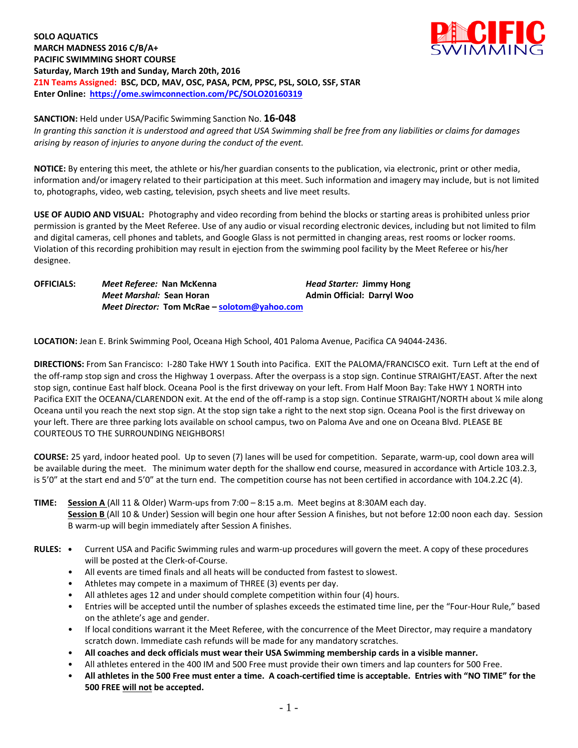**SOLO AQUATICS**
**MARCH MADNESS 2016 C/B/A+**
**PACIFIC SWIMMING SHORT COURSE**
**Saturday, March 19th and Sunday, March 20th, 2016**
**Z1N Teams Assigned: BSC, DCD, MAV, OSC, PASA, PCM, PPSC, PSL, SOLO, SSF, STAR**
**Enter Online: https://ome.swimconnection.com/PC/SOLO20160319**

**SANCTION:** Held under USA/Pacific Swimming Sanction No. **16-048**
*In granting this sanction it is understood and agreed that USA Swimming shall be free from any liabilities or claims for damages arising by reason of injuries to anyone during the conduct of the event.*

**NOTICE:** By entering this meet, the athlete or his/her guardian consents to the publication, via electronic, print or other media, information and/or imagery related to their participation at this meet. Such information and imagery may include, but is not limited to, photographs, video, web casting, television, psych sheets and live meet results.

**USE OF AUDIO AND VISUAL:** Photography and video recording from behind the blocks or starting areas is prohibited unless prior permission is granted by the Meet Referee. Use of any audio or visual recording electronic devices, including but not limited to film and digital cameras, cell phones and tablets, and Google Glass is not permitted in changing areas, rest rooms or locker rooms. Violation of this recording prohibition may result in ejection from the swimming pool facility by the Meet Referee or his/her designee.

**OFFICIALS:**
*Meet Referee:* **Nan McKenna**
*Head Starter:* **Jimmy Hong**
*Meet Marshal:* **Sean Horan**
**Admin Official: Darryl Woo**
*Meet Director:* **Tom McRae – solotom@yahoo.com**

**LOCATION:** Jean E. Brink Swimming Pool, Oceana High School, 401 Paloma Avenue, Pacifica CA 94044-2436.

**DIRECTIONS:** From San Francisco: I-280 Take HWY 1 South into Pacifica. EXIT the PALOMA/FRANCISCO exit. Turn Left at the end of the off-ramp stop sign and cross the Highway 1 overpass. After the overpass is a stop sign. Continue STRAIGHT/EAST. After the next stop sign, continue East half block. Oceana Pool is the first driveway on your left. From Half Moon Bay: Take HWY 1 NORTH into Pacifica EXIT the OCEANA/CLARENDON exit. At the end of the off-ramp is a stop sign. Continue STRAIGHT/NORTH about ¼ mile along Oceana until you reach the next stop sign. At the stop sign take a right to the next stop sign. Oceana Pool is the first driveway on your left. There are three parking lots available on school campus, two on Paloma Ave and one on Oceana Blvd. PLEASE BE COURTEOUS TO THE SURROUNDING NEIGHBORS!

**COURSE:** 25 yard, indoor heated pool. Up to seven (7) lanes will be used for competition. Separate, warm-up, cool down area will be available during the meet. The minimum water depth for the shallow end course, measured in accordance with Article 103.2.3, is 5'0" at the start end and 5'0" at the turn end. The competition course has not been certified in accordance with 104.2.2C (4).

**TIME:** **Session A** (All 11 & Older) Warm-ups from 7:00 – 8:15 a.m. Meet begins at 8:30AM each day.
**Session B** (All 10 & Under) Session will begin one hour after Session A finishes, but not before 12:00 noon each day. Session B warm-up will begin immediately after Session A finishes.

**RULES:**
- Current USA and Pacific Swimming rules and warm-up procedures will govern the meet. A copy of these procedures will be posted at the Clerk-of-Course.
- All events are timed finals and all heats will be conducted from fastest to slowest.
- Athletes may compete in a maximum of THREE (3) events per day.
- All athletes ages 12 and under should complete competition within four (4) hours.
- Entries will be accepted until the number of splashes exceeds the estimated time line, per the "Four-Hour Rule," based on the athlete's age and gender.
- If local conditions warrant it the Meet Referee, with the concurrence of the Meet Director, may require a mandatory scratch down. Immediate cash refunds will be made for any mandatory scratches.
- **All coaches and deck officials must wear their USA Swimming membership cards in a visible manner.**
- All athletes entered in the 400 IM and 500 Free must provide their own timers and lap counters for 500 Free.
- **All athletes in the 500 Free must enter a time. A coach-certified time is acceptable. Entries with "NO TIME" for the 500 FREE will not be accepted.**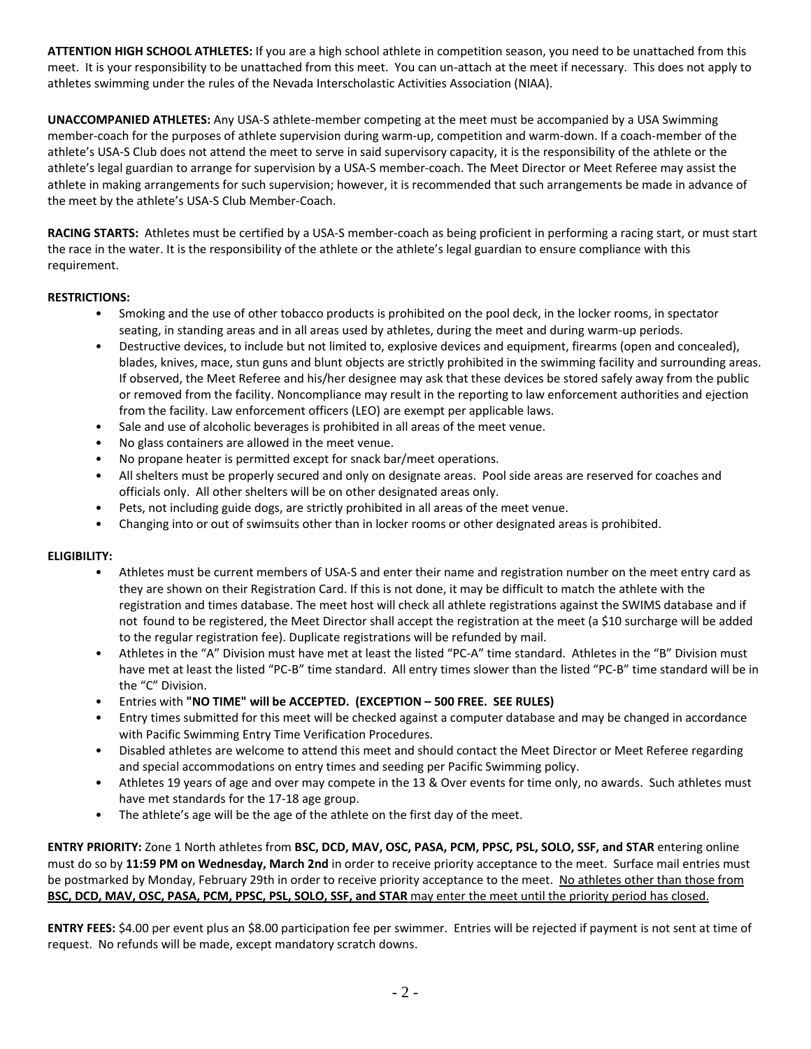**ATTENTION HIGH SCHOOL ATHLETES:** If you are a high school athlete in competition season, you need to be unattached from this meet. It is your responsibility to be unattached from this meet. You can un-attach at the meet if necessary. This does not apply to athletes swimming under the rules of the Nevada Interscholastic Activities Association (NIAA).

**UNACCOMPANIED ATHLETES:** Any USA-S athlete-member competing at the meet must be accompanied by a USA Swimming member-coach for the purposes of athlete supervision during warm-up, competition and warm-down. If a coach-member of the athlete's USA-S Club does not attend the meet to serve in said supervisory capacity, it is the responsibility of the athlete or the athlete's legal guardian to arrange for supervision by a USA-S member-coach. The Meet Director or Meet Referee may assist the athlete in making arrangements for such supervision; however, it is recommended that such arrangements be made in advance of the meet by the athlete's USA-S Club Member-Coach.

**RACING STARTS:** Athletes must be certified by a USA-S member-coach as being proficient in performing a racing start, or must start the race in the water. It is the responsibility of the athlete or the athlete's legal guardian to ensure compliance with this requirement.

**RESTRICTIONS:**

- Smoking and the use of other tobacco products is prohibited on the pool deck, in the locker rooms, in spectator seating, in standing areas and in all areas used by athletes, during the meet and during warm-up periods.
- Destructive devices, to include but not limited to, explosive devices and equipment, firearms (open and concealed), blades, knives, mace, stun guns and blunt objects are strictly prohibited in the swimming facility and surrounding areas. If observed, the Meet Referee and his/her designee may ask that these devices be stored safely away from the public or removed from the facility. Noncompliance may result in the reporting to law enforcement authorities and ejection from the facility. Law enforcement officers (LEO) are exempt per applicable laws.
- Sale and use of alcoholic beverages is prohibited in all areas of the meet venue.
- No glass containers are allowed in the meet venue.
- No propane heater is permitted except for snack bar/meet operations.
- All shelters must be properly secured and only on designate areas. Pool side areas are reserved for coaches and officials only. All other shelters will be on other designated areas only.
- Pets, not including guide dogs, are strictly prohibited in all areas of the meet venue.
- Changing into or out of swimsuits other than in locker rooms or other designated areas is prohibited.

**ELIGIBILITY:**

- Athletes must be current members of USA-S and enter their name and registration number on the meet entry card as they are shown on their Registration Card. If this is not done, it may be difficult to match the athlete with the registration and times database. The meet host will check all athlete registrations against the SWIMS database and if not found to be registered, the Meet Director shall accept the registration at the meet (a $10 surcharge will be added to the regular registration fee). Duplicate registrations will be refunded by mail.
- Athletes in the "A" Division must have met at least the listed "PC-A" time standard. Athletes in the "B" Division must have met at least the listed "PC-B" time standard. All entry times slower than the listed "PC-B" time standard will be in the "C" Division.
- Entries with **"NO TIME" will be ACCEPTED. (EXCEPTION – 500 FREE. SEE RULES)**
- Entry times submitted for this meet will be checked against a computer database and may be changed in accordance with Pacific Swimming Entry Time Verification Procedures.
- Disabled athletes are welcome to attend this meet and should contact the Meet Director or Meet Referee regarding and special accommodations on entry times and seeding per Pacific Swimming policy.
- Athletes 19 years of age and over may compete in the 13 & Over events for time only, no awards. Such athletes must have met standards for the 17-18 age group.
- The athlete's age will be the age of the athlete on the first day of the meet.

**ENTRY PRIORITY:** Zone 1 North athletes from **BSC, DCD, MAV, OSC, PASA, PCM, PPSC, PSL, SOLO, SSF, and STAR** entering online must do so by **11:59 PM on Wednesday, March 2nd** in order to receive priority acceptance to the meet. Surface mail entries must be postmarked by Monday, February 29th in order to receive priority acceptance to the meet. No athletes other than those from **BSC, DCD, MAV, OSC, PASA, PCM, PPSC, PSL, SOLO, SSF, and STAR** may enter the meet until the priority period has closed.

**ENTRY FEES:** $4.00 per event plus an $8.00 participation fee per swimmer. Entries will be rejected if payment is not sent at time of request. No refunds will be made, except mandatory scratch downs.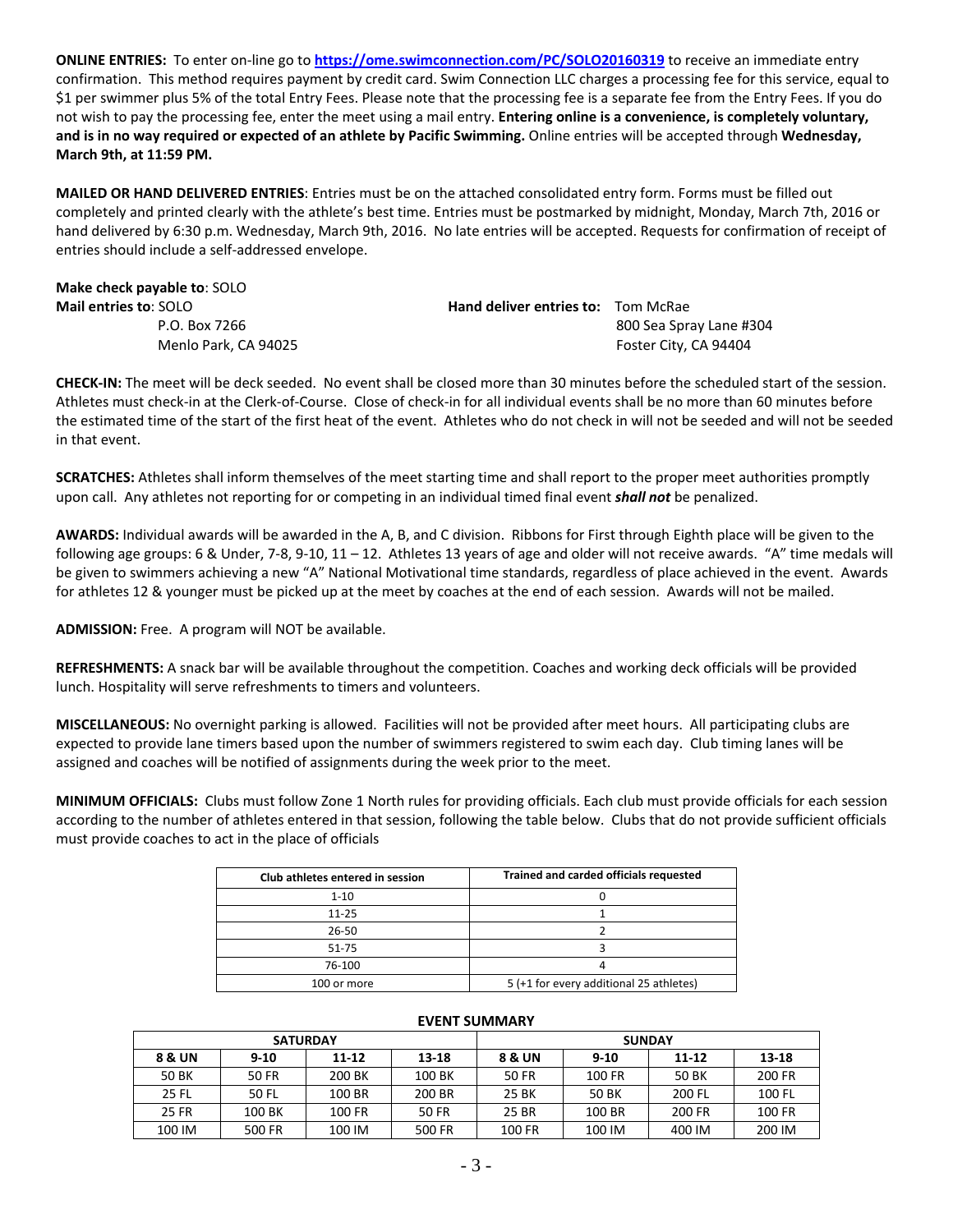**ONLINE ENTRIES:** To enter on-line go to **https://ome.swimconnection.com/PC/SOLO20160319** to receive an immediate entry confirmation. This method requires payment by credit card. Swim Connection LLC charges a processing fee for this service, equal to $1 per swimmer plus 5% of the total Entry Fees. Please note that the processing fee is a separate fee from the Entry Fees. If you do not wish to pay the processing fee, enter the meet using a mail entry. **Entering online is a convenience, is completely voluntary, and is in no way required or expected of an athlete by Pacific Swimming.** Online entries will be accepted through **Wednesday, March 9th, at 11:59 PM.**

**MAILED OR HAND DELIVERED ENTRIES**: Entries must be on the attached consolidated entry form. Forms must be filled out completely and printed clearly with the athlete's best time. Entries must be postmarked by midnight, Monday, March 7th, 2016 or hand delivered by 6:30 p.m. Wednesday, March 9th, 2016. No late entries will be accepted. Requests for confirmation of receipt of entries should include a self-addressed envelope.

**Make check payable to**: SOLO
**Mail entries to**: SOLO
P.O. Box 7266
Menlo Park, CA 94025

**Hand deliver entries to:** Tom McRae
800 Sea Spray Lane #304
Foster City, CA 94404

**CHECK-IN:** The meet will be deck seeded. No event shall be closed more than 30 minutes before the scheduled start of the session. Athletes must check-in at the Clerk-of-Course. Close of check-in for all individual events shall be no more than 60 minutes before the estimated time of the start of the first heat of the event. Athletes who do not check in will not be seeded and will not be seeded in that event.

**SCRATCHES:** Athletes shall inform themselves of the meet starting time and shall report to the proper meet authorities promptly upon call. Any athletes not reporting for or competing in an individual timed final event ***shall not*** be penalized.

**AWARDS:** Individual awards will be awarded in the A, B, and C division. Ribbons for First through Eighth place will be given to the following age groups: 6 & Under, 7-8, 9-10, 11 – 12. Athletes 13 years of age and older will not receive awards. "A" time medals will be given to swimmers achieving a new "A" National Motivational time standards, regardless of place achieved in the event. Awards for athletes 12 & younger must be picked up at the meet by coaches at the end of each session. Awards will not be mailed.

**ADMISSION:** Free. A program will NOT be available.

**REFRESHMENTS:** A snack bar will be available throughout the competition. Coaches and working deck officials will be provided lunch. Hospitality will serve refreshments to timers and volunteers.

**MISCELLANEOUS:** No overnight parking is allowed. Facilities will not be provided after meet hours. All participating clubs are expected to provide lane timers based upon the number of swimmers registered to swim each day. Club timing lanes will be assigned and coaches will be notified of assignments during the week prior to the meet.

**MINIMUM OFFICIALS:** Clubs must follow Zone 1 North rules for providing officials. Each club must provide officials for each session according to the number of athletes entered in that session, following the table below. Clubs that do not provide sufficient officials must provide coaches to act in the place of officials

| Club athletes entered in session | Trained and carded officials requested |
|---|---|
| 1-10 | 0 |
| 11-25 | 1 |
| 26-50 | 2 |
| 51-75 | 3 |
| 76-100 | 4 |
| 100 or more | 5 (+1 for every additional 25 athletes) |

**EVENT SUMMARY**

| SATURDAY | | | | SUNDAY | | | |
|---|---|---|---|---|---|---|---|
| 8 & UN | 9-10 | 11-12 | 13-18 | 8 & UN | 9-10 | 11-12 | 13-18 |
| 50 BK | 50 FR | 200 BK | 100 BK | 50 FR | 100 FR | 50 BK | 200 FR |
| 25 FL | 50 FL | 100 BR | 200 BR | 25 BK | 50 BK | 200 FL | 100 FL |
| 25 FR | 100 BK | 100 FR | 50 FR | 25 BR | 100 BR | 200 FR | 100 FR |
| 100 IM | 500 FR | 100 IM | 500 FR | 100 FR | 100 IM | 400 IM | 200 IM |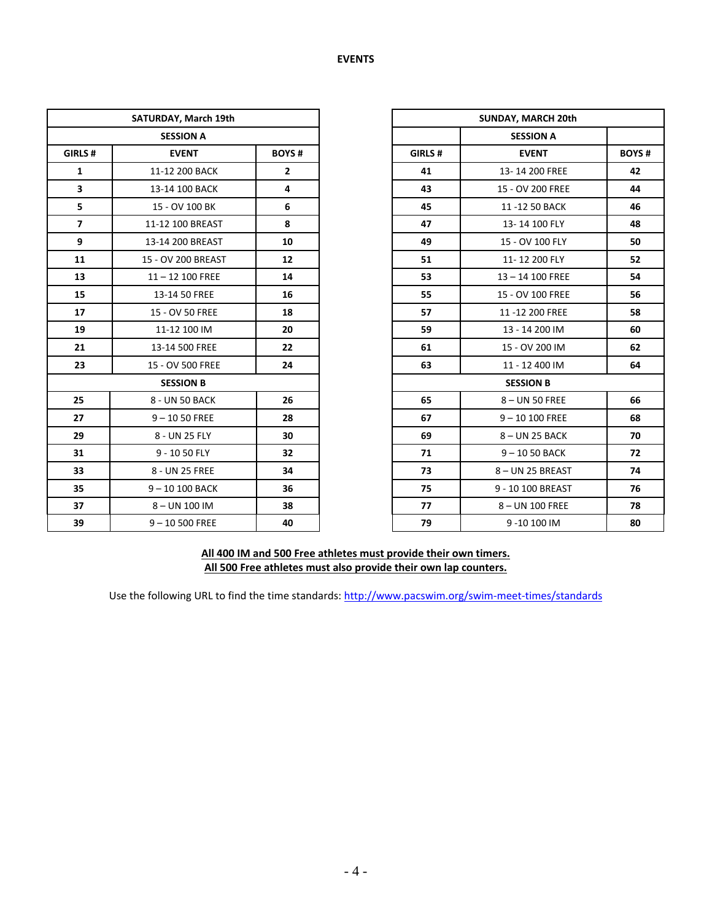## EVENTS

| SATURDAY, March 19th | | |
|---|---|---|
| SESSION A | | |
| GIRLS # | EVENT | BOYS # |
| 1 | 11-12 200 BACK | 2 |
| 3 | 13-14 100 BACK | 4 |
| 5 | 15 - OV 100 BK | 6 |
| 7 | 11-12 100 BREAST | 8 |
| 9 | 13-14 200 BREAST | 10 |
| 11 | 15 - OV 200 BREAST | 12 |
| 13 | 11 – 12 100 FREE | 14 |
| 15 | 13-14 50 FREE | 16 |
| 17 | 15 - OV 50 FREE | 18 |
| 19 | 11-12 100 IM | 20 |
| 21 | 13-14 500 FREE | 22 |
| 23 | 15 - OV 500 FREE | 24 |
| SESSION B | | |
| 25 | 8 - UN 50 BACK | 26 |
| 27 | 9 – 10 50 FREE | 28 |
| 29 | 8 - UN 25 FLY | 30 |
| 31 | 9 - 10 50 FLY | 32 |
| 33 | 8 - UN 25 FREE | 34 |
| 35 | 9 – 10 100 BACK | 36 |
| 37 | 8 – UN 100 IM | 38 |
| 39 | 9 – 10 500 FREE | 40 |

| SUNDAY, MARCH 20th | | |
|---|---|---|
| | SESSION A | |
| GIRLS # | EVENT | BOYS # |
| 41 | 13- 14 200 FREE | 42 |
| 43 | 15 - OV 200 FREE | 44 |
| 45 | 11 -12 50 BACK | 46 |
| 47 | 13- 14 100 FLY | 48 |
| 49 | 15 - OV 100 FLY | 50 |
| 51 | 11- 12 200 FLY | 52 |
| 53 | 13 – 14 100 FREE | 54 |
| 55 | 15 - OV 100 FREE | 56 |
| 57 | 11 -12 200 FREE | 58 |
| 59 | 13 - 14 200 IM | 60 |
| 61 | 15 - OV 200 IM | 62 |
| 63 | 11 - 12 400 IM | 64 |
| SESSION B | | |
| 65 | 8 – UN 50 FREE | 66 |
| 67 | 9 – 10 100 FREE | 68 |
| 69 | 8 – UN 25 BACK | 70 |
| 71 | 9 – 10 50 BACK | 72 |
| 73 | 8 – UN 25 BREAST | 74 |
| 75 | 9 - 10 100 BREAST | 76 |
| 77 | 8 – UN 100 FREE | 78 |
| 79 | 9 -10 100 IM | 80 |

**All 400 IM and 500 Free athletes must provide their own timers.**
**All 500 Free athletes must also provide their own lap counters.**

Use the following URL to find the time standards: http://www.pacswim.org/swim-meet-times/standards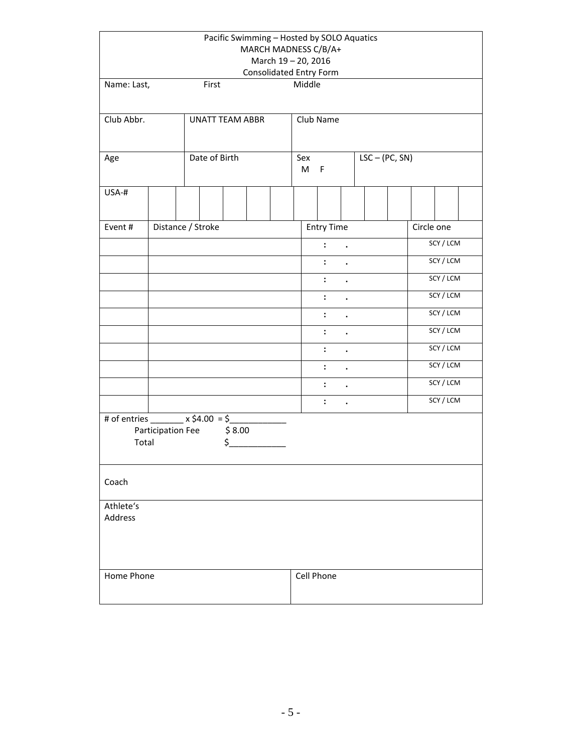Pacific Swimming – Hosted by SOLO Aquatics
MARCH MADNESS C/B/A+
March 19 – 20, 2016
Consolidated Entry Form

| Name: Last, | First | Middle | |
|---|---|---|---|
| Club Abbr. | UNATT TEAM ABBR | Club Name | |
| Age | Date of Birth | Sex M F | LSC – (PC, SN) |

| USA-# | | | | | | | | | | | | | | |
|---|---|---|---|---|---|---|---|---|---|---|---|---|---|---|
| | | | | | | | | | | | | | | |

| Event # | Distance / Stroke | Entry Time | Circle one |
|---|---|---|---|
| | | : . | SCY / LCM |
| | | : . | SCY / LCM |
| | | : . | SCY / LCM |
| | | : . | SCY / LCM |
| | | : . | SCY / LCM |
| | | : . | SCY / LCM |
| | | : . | SCY / LCM |
| | | : . | SCY / LCM |
| | | : . | SCY / LCM |
| | | : . | SCY / LCM |

# of entries _______ x $4.00 = $____________
Participation Fee $ 8.00
Total $____________

Coach

Athlete's Address

| Home Phone | Cell Phone |
|---|---|
| | |